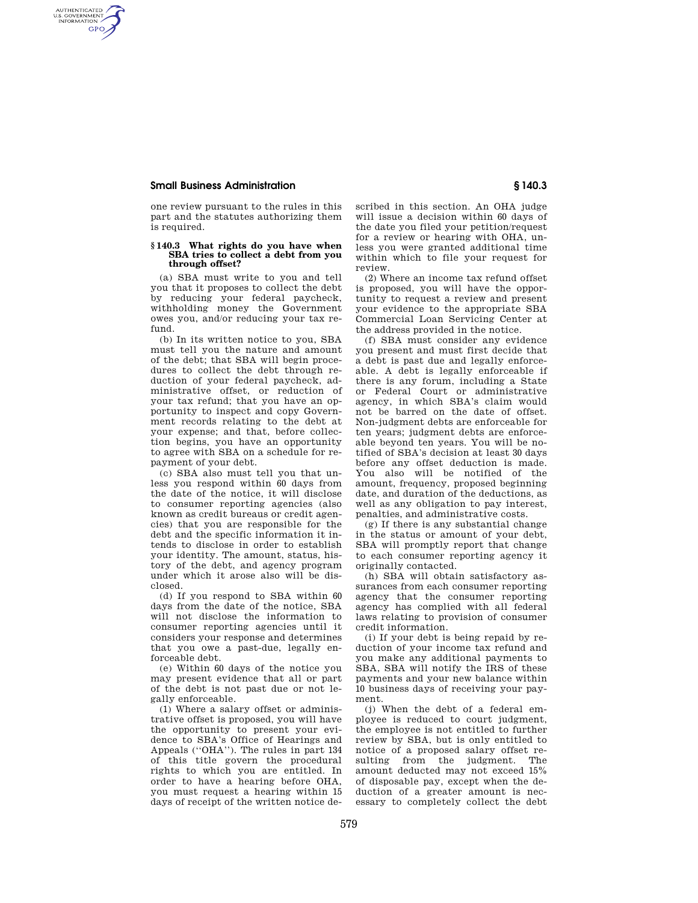one review pursuant to the rules in this part and the statutes authorizing them is required.

### § 140.3 What rights do you have when SBA tries to collect a debt from you through offset?

(a) SBA must write to you and tell you that it proposes to collect the debt by reducing your federal paycheck, withholding money the Government owes you, and/or reducing your tax refund.

(b) In its written notice to you, SBA must tell you the nature and amount of the debt; that SBA will begin procedures to collect the debt through reduction of your federal paycheck, administrative offset, or reduction of your tax refund; that you have an opportunity to inspect and copy Government records relating to the debt at your expense; and that, before collection begins, you have an opportunity to agree with SBA on a schedule for repayment of your debt.

(c) SBA also must tell you that unless you respond within 60 days from the date of the notice, it will disclose to consumer reporting agencies (also known as credit bureaus or credit agencies) that you are responsible for the debt and the specific information it intends to disclose in order to establish your identity. The amount, status, history of the debt, and agency program under which it arose also will be disclosed.

(d) If you respond to SBA within 60 days from the date of the notice, SBA will not disclose the information to consumer reporting agencies until it considers your response and determines that you owe a past-due, legally enforceable debt.

(e) Within 60 days of the notice you may present evidence that all or part of the debt is not past due or not legally enforceable.

(1) Where a salary offset or administrative offset is proposed, you will have the opportunity to present your evidence to SBA's Office of Hearings and Appeals (''OHA''). The rules in part 134 of this title govern the procedural rights to which you are entitled. In order to have a hearing before OHA, you must request a hearing within 15 days of receipt of the written notice described in this section. An OHA judge will issue a decision within 60 days of the date you filed your petition/request for a review or hearing with OHA, unless you were granted additional time within which to file your request for review.

(2) Where an income tax refund offset is proposed, you will have the opportunity to request a review and present your evidence to the appropriate SBA Commercial Loan Servicing Center at the address provided in the notice.

(f) SBA must consider any evidence you present and must first decide that a debt is past due and legally enforceable. A debt is legally enforceable if there is any forum, including a State or Federal Court or administrative agency, in which SBA's claim would not be barred on the date of offset. Non-judgment debts are enforceable for ten years; judgment debts are enforceable beyond ten years. You will be notified of SBA's decision at least 30 days before any offset deduction is made. You also will be notified of the amount, frequency, proposed beginning date, and duration of the deductions, as well as any obligation to pay interest, penalties, and administrative costs.

(g) If there is any substantial change in the status or amount of your debt, SBA will promptly report that change to each consumer reporting agency it originally contacted.

(h) SBA will obtain satisfactory assurances from each consumer reporting agency that the consumer reporting agency has complied with all federal laws relating to provision of consumer credit information.

(i) If your debt is being repaid by reduction of your income tax refund and you make any additional payments to SBA, SBA will notify the IRS of these payments and your new balance within 10 business days of receiving your payment.

(j) When the debt of a federal employee is reduced to court judgment, the employee is not entitled to further review by SBA, but is only entitled to notice of a proposed salary offset resulting from the judgment. The amount deducted may not exceed 15% of disposable pay, except when the deduction of a greater amount is necessary to completely collect the debt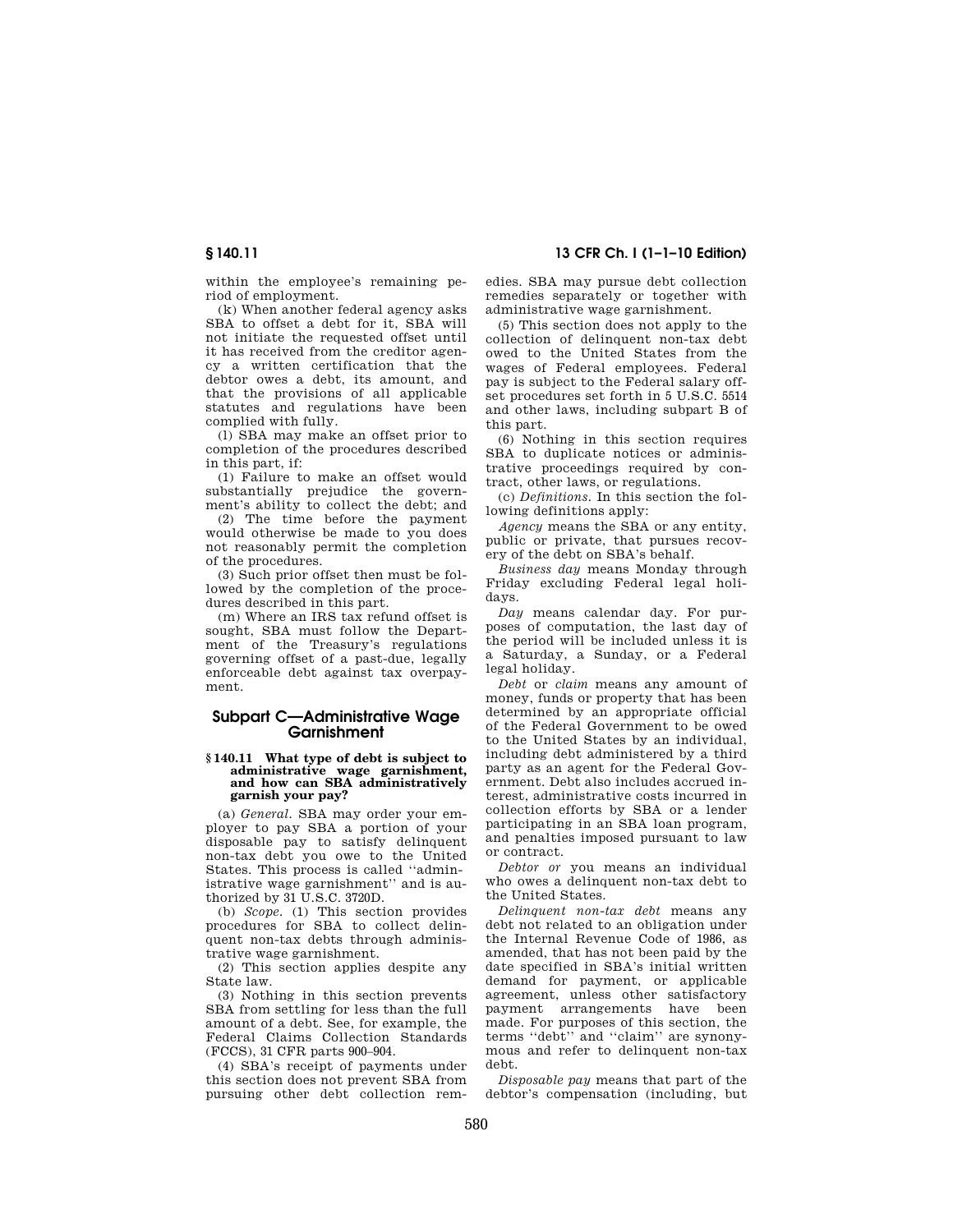within the employee's remaining period of employment.

(k) When another federal agency asks SBA to offset a debt for it, SBA will not initiate the requested offset until it has received from the creditor agency a written certification that the debtor owes a debt, its amount, and that the provisions of all applicable statutes and regulations have been complied with fully.

(l) SBA may make an offset prior to completion of the procedures described in this part, if:

(1) Failure to make an offset would substantially prejudice the government's ability to collect the debt; and

(2) The time before the payment would otherwise be made to you does not reasonably permit the completion of the procedures.

(3) Such prior offset then must be followed by the completion of the procedures described in this part.

(m) Where an IRS tax refund offset is sought, SBA must follow the Department of the Treasury's regulations governing offset of a past-due, legally enforceable debt against tax overpayment.

## Subpart C—Administrative Wage Garnishment

### § 140.11 What type of debt is subject to administrative wage garnishment, and how can SBA administratively garnish your pay?

(a) *General.* SBA may order your employer to pay SBA a portion of your disposable pay to satisfy delinquent non-tax debt you owe to the United States. This process is called ''administrative wage garnishment'' and is authorized by 31 U.S.C. 3720D.

(b) *Scope.* (1) This section provides procedures for SBA to collect delinquent non-tax debts through administrative wage garnishment.

(2) This section applies despite any State law.

(3) Nothing in this section prevents SBA from settling for less than the full amount of a debt. See, for example, the Federal Claims Collection Standards (FCCS), 31 CFR parts 900–904.

(4) SBA's receipt of payments under this section does not prevent SBA from pursuing other debt collection remedies. SBA may pursue debt collection remedies separately or together with administrative wage garnishment.

(5) This section does not apply to the collection of delinquent non-tax debt owed to the United States from the wages of Federal employees. Federal pay is subject to the Federal salary offset procedures set forth in 5 U.S.C. 5514 and other laws, including subpart B of this part.

(6) Nothing in this section requires SBA to duplicate notices or administrative proceedings required by contract, other laws, or regulations.

(c) *Definitions.* In this section the following definitions apply:

*Agency* means the SBA or any entity, public or private, that pursues recovery of the debt on SBA's behalf.

*Business day* means Monday through Friday excluding Federal legal holidays.

*Day* means calendar day. For purposes of computation, the last day of the period will be included unless it is a Saturday, a Sunday, or a Federal legal holiday.

*Debt* or *claim* means any amount of money, funds or property that has been determined by an appropriate official of the Federal Government to be owed to the United States by an individual, including debt administered by a third party as an agent for the Federal Government. Debt also includes accrued interest, administrative costs incurred in collection efforts by SBA or a lender participating in an SBA loan program, and penalties imposed pursuant to law or contract.

*Debtor or* you means an individual who owes a delinquent non-tax debt to the United States.

*Delinquent non-tax debt* means any debt not related to an obligation under the Internal Revenue Code of 1986, as amended, that has not been paid by the date specified in SBA's initial written demand for payment, or applicable agreement, unless other satisfactory payment arrangements have been made. For purposes of this section, the terms ''debt'' and ''claim'' are synonymous and refer to delinquent non-tax debt.

*Disposable pay* means that part of the debtor's compensation (including, but